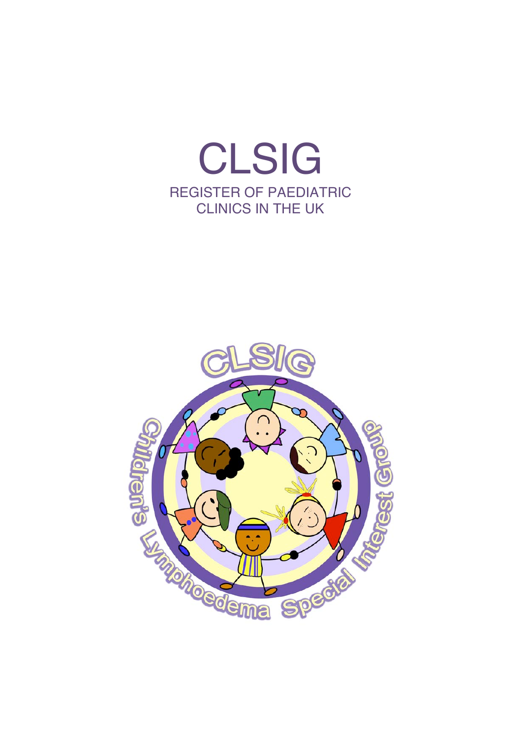# CLSIG

## REGISTER OF PAEDIATRIC CLINICS IN THE UK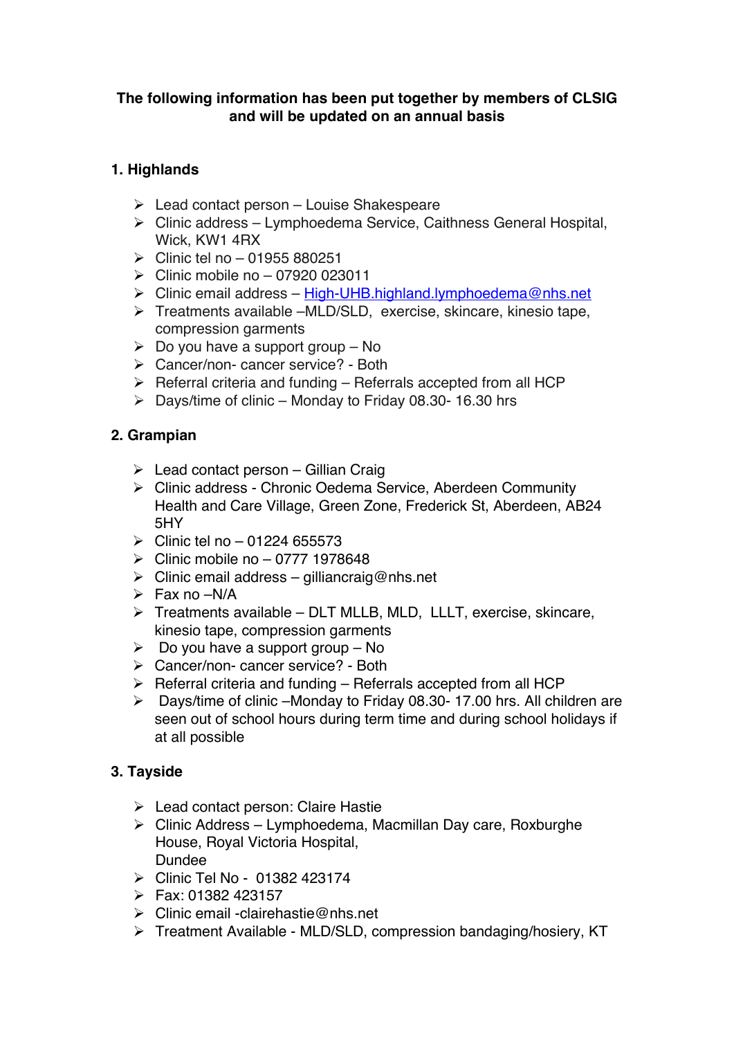**The following information has been put together by members of CLSIG and will be updated on an annual basis**

## 1. Highlands

- Lead contact person – Louise Shakespeare
- Clinic address – Lymphoedema Service, Caithness General Hospital, Wick, KW1 4RX
- Clinic tel no – 01955 880251
- Clinic mobile no – 07920 023011
- Clinic email address – High-UHB.highland.lymphoedema@nhs.net
- Treatments available –MLD/SLD, exercise, skincare, kinesio tape, compression garments
- Do you have a support group – No
- Cancer/non- cancer service? - Both
- Referral criteria and funding – Referrals accepted from all HCP
- Days/time of clinic – Monday to Friday 08.30- 16.30 hrs

## 2. Grampian

- Lead contact person – Gillian Craig
- Clinic address - Chronic Oedema Service, Aberdeen Community Health and Care Village, Green Zone, Frederick St, Aberdeen, AB24 5HY
- Clinic tel no – 01224 655573
- Clinic mobile no – 0777 1978648
- Clinic email address – gilliancraig@nhs.net
- Fax no –N/A
- Treatments available – DLT MLLB, MLD, LLLT, exercise, skincare, kinesio tape, compression garments
- Do you have a support group – No
- Cancer/non- cancer service? - Both
- Referral criteria and funding – Referrals accepted from all HCP
- Days/time of clinic –Monday to Friday 08.30- 17.00 hrs. All children are seen out of school hours during term time and during school holidays if at all possible

## 3. Tayside

- Lead contact person: Claire Hastie
- Clinic Address – Lymphoedema, Macmillan Day care, Roxburghe House, Royal Victoria Hospital,  
  Dundee
- Clinic Tel No - 01382 423174
- Fax: 01382 423157
- Clinic email -clairehastie@nhs.net
- Treatment Available - MLD/SLD, compression bandaging/hosiery, KT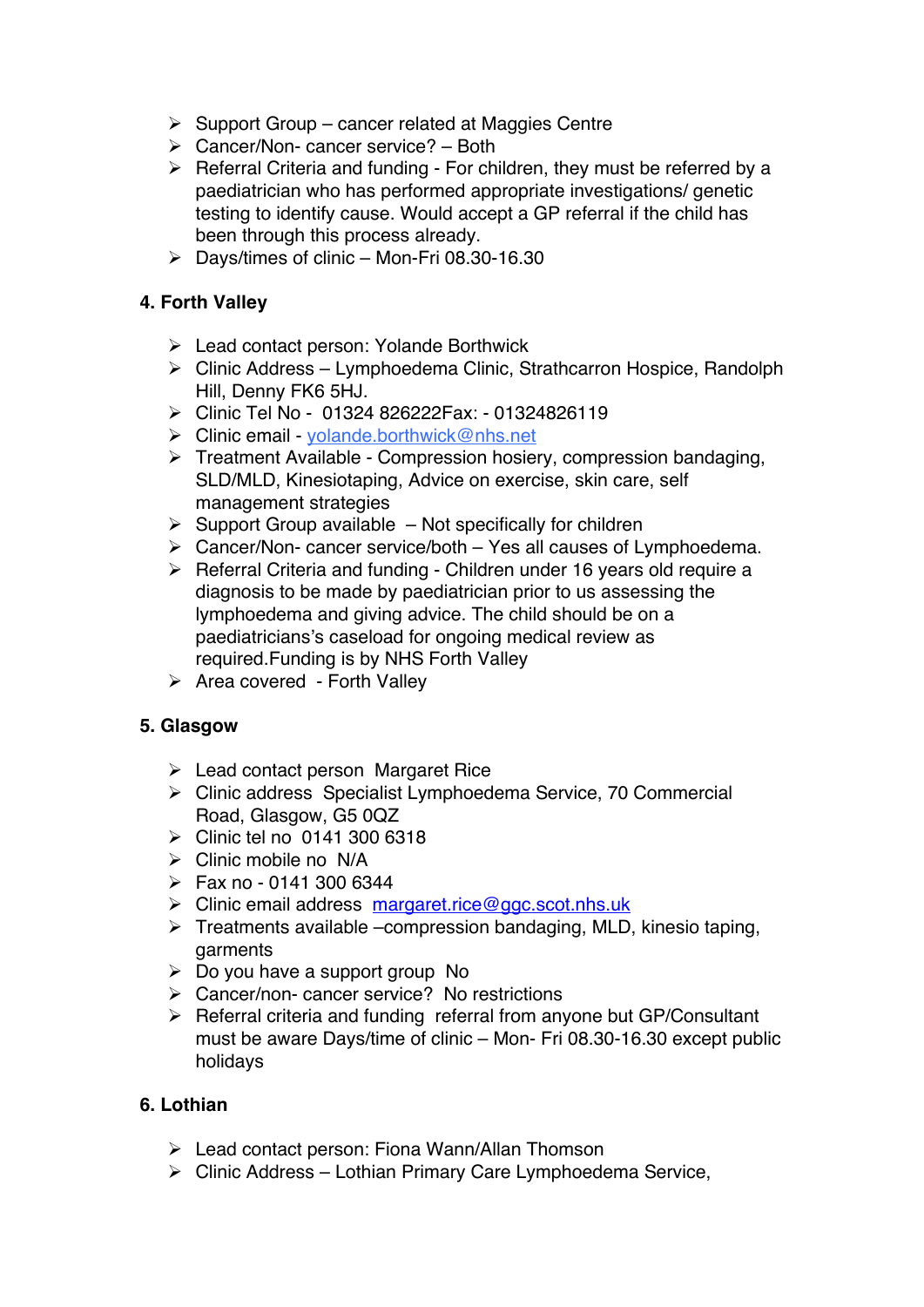- Support Group – cancer related at Maggies Centre
- Cancer/Non- cancer service? – Both
- Referral Criteria and funding - For children, they must be referred by a paediatrician who has performed appropriate investigations/ genetic testing to identify cause. Would accept a GP referral if the child has been through this process already.
- Days/times of clinic – Mon-Fri 08.30-16.30

## 4. Forth Valley

- Lead contact person: Yolande Borthwick
- Clinic Address – Lymphoedema Clinic, Strathcarron Hospice, Randolph Hill, Denny FK6 5HJ.
- Clinic Tel No - 01324 826222Fax: - 01324826119
- Clinic email - yolande.borthwick@nhs.net
- Treatment Available - Compression hosiery, compression bandaging, SLD/MLD, Kinesiotaping, Advice on exercise, skin care, self management strategies
- Support Group available – Not specifically for children
- Cancer/Non- cancer service/both – Yes all causes of Lymphoedema.
- Referral Criteria and funding - Children under 16 years old require a diagnosis to be made by paediatrician prior to us assessing the lymphoedema and giving advice. The child should be on a paediatricians's caseload for ongoing medical review as required.Funding is by NHS Forth Valley
- Area covered - Forth Valley

## 5. Glasgow

- Lead contact person Margaret Rice
- Clinic address Specialist Lymphoedema Service, 70 Commercial Road, Glasgow, G5 0QZ
- Clinic tel no 0141 300 6318
- Clinic mobile no N/A
- Fax no - 0141 300 6344
- Clinic email address margaret.rice@ggc.scot.nhs.uk
- Treatments available –compression bandaging, MLD, kinesio taping, garments
- Do you have a support group No
- Cancer/non- cancer service? No restrictions
- Referral criteria and funding referral from anyone but GP/Consultant must be aware Days/time of clinic – Mon- Fri 08.30-16.30 except public holidays

## 6. Lothian

- Lead contact person: Fiona Wann/Allan Thomson
- Clinic Address – Lothian Primary Care Lymphoedema Service,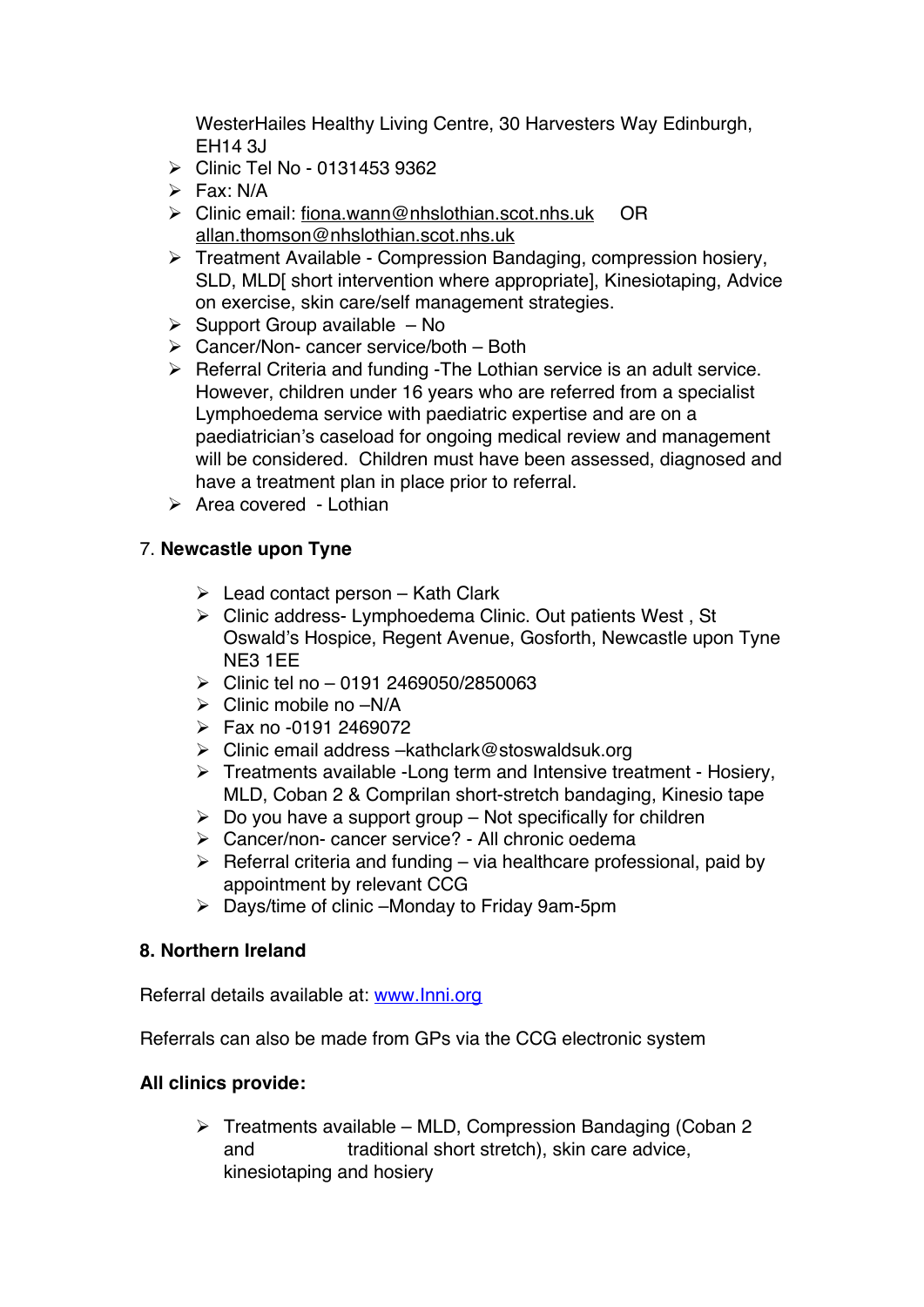WesterHailes Healthy Living Centre, 30 Harvesters Way Edinburgh, EH14 3J

- Clinic Tel No - 0131453 9362
- Fax: N/A
- Clinic email: fiona.wann@nhslothian.scot.nhs.uk OR allan.thomson@nhslothian.scot.nhs.uk
- Treatment Available - Compression Bandaging, compression hosiery, SLD, MLD[ short intervention where appropriate], Kinesiotaping, Advice on exercise, skin care/self management strategies.
- Support Group available – No
- Cancer/Non- cancer service/both – Both
- Referral Criteria and funding -The Lothian service is an adult service. However, children under 16 years who are referred from a specialist Lymphoedema service with paediatric expertise and are on a paediatrician's caseload for ongoing medical review and management will be considered. Children must have been assessed, diagnosed and have a treatment plan in place prior to referral.
- Area covered - Lothian

7. **Newcastle upon Tyne**

- Lead contact person – Kath Clark
- Clinic address- Lymphoedema Clinic. Out patients West , St Oswald's Hospice, Regent Avenue, Gosforth, Newcastle upon Tyne NE3 1EE
- Clinic tel no – 0191 2469050/2850063
- Clinic mobile no –N/A
- Fax no -0191 2469072
- Clinic email address –kathclark@stoswaldsuk.org
- Treatments available -Long term and Intensive treatment - Hosiery, MLD, Coban 2 & Comprilan short-stretch bandaging, Kinesio tape
- Do you have a support group – Not specifically for children
- Cancer/non- cancer service? - All chronic oedema
- Referral criteria and funding – via healthcare professional, paid by appointment by relevant CCG
- Days/time of clinic –Monday to Friday 9am-5pm

**8. Northern Ireland**

Referral details available at: www.lnni.org

Referrals can also be made from GPs via the CCG electronic system

**All clinics provide:**

- Treatments available – MLD, Compression Bandaging (Coban 2 and traditional short stretch), skin care advice, kinesiotaping and hosiery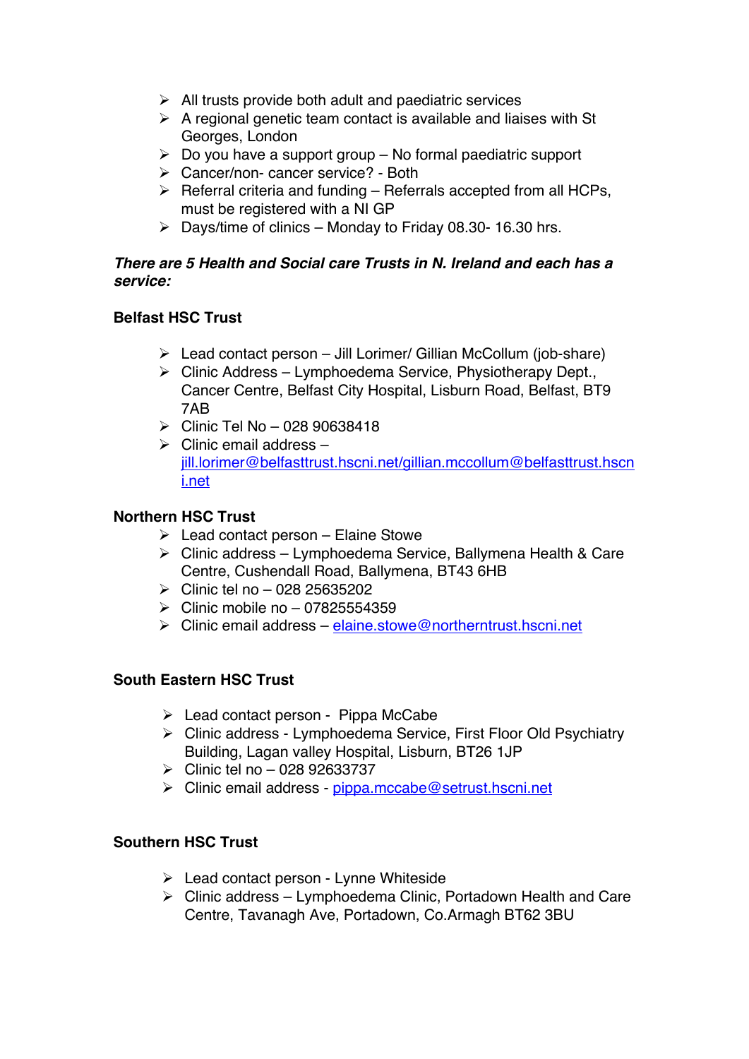- All trusts provide both adult and paediatric services
- A regional genetic team contact is available and liaises with St Georges, London
- Do you have a support group – No formal paediatric support
- Cancer/non- cancer service? - Both
- Referral criteria and funding – Referrals accepted from all HCPs, must be registered with a NI GP
- Days/time of clinics – Monday to Friday 08.30- 16.30 hrs.

***There are 5 Health and Social care Trusts in N. Ireland and each has a service:***

**Belfast HSC Trust**

- Lead contact person – Jill Lorimer/ Gillian McCollum (job-share)
- Clinic Address – Lymphoedema Service, Physiotherapy Dept., Cancer Centre, Belfast City Hospital, Lisburn Road, Belfast, BT9 7AB
- Clinic Tel No – 028 90638418
- Clinic email address – jill.lorimer@belfasttrust.hscni.net/gillian.mccollum@belfasttrust.hscni.net

**Northern HSC Trust**

- Lead contact person – Elaine Stowe
- Clinic address – Lymphoedema Service, Ballymena Health & Care Centre, Cushendall Road, Ballymena, BT43 6HB
- Clinic tel no – 028 25635202
- Clinic mobile no – 07825554359
- Clinic email address – elaine.stowe@northerntrust.hscni.net

**South Eastern HSC Trust**

- Lead contact person - Pippa McCabe
- Clinic address - Lymphoedema Service, First Floor Old Psychiatry Building, Lagan valley Hospital, Lisburn, BT26 1JP
- Clinic tel no – 028 92633737
- Clinic email address - pippa.mccabe@setrust.hscni.net

**Southern HSC Trust**

- Lead contact person - Lynne Whiteside
- Clinic address – Lymphoedema Clinic, Portadown Health and Care Centre, Tavanagh Ave, Portadown, Co.Armagh BT62 3BU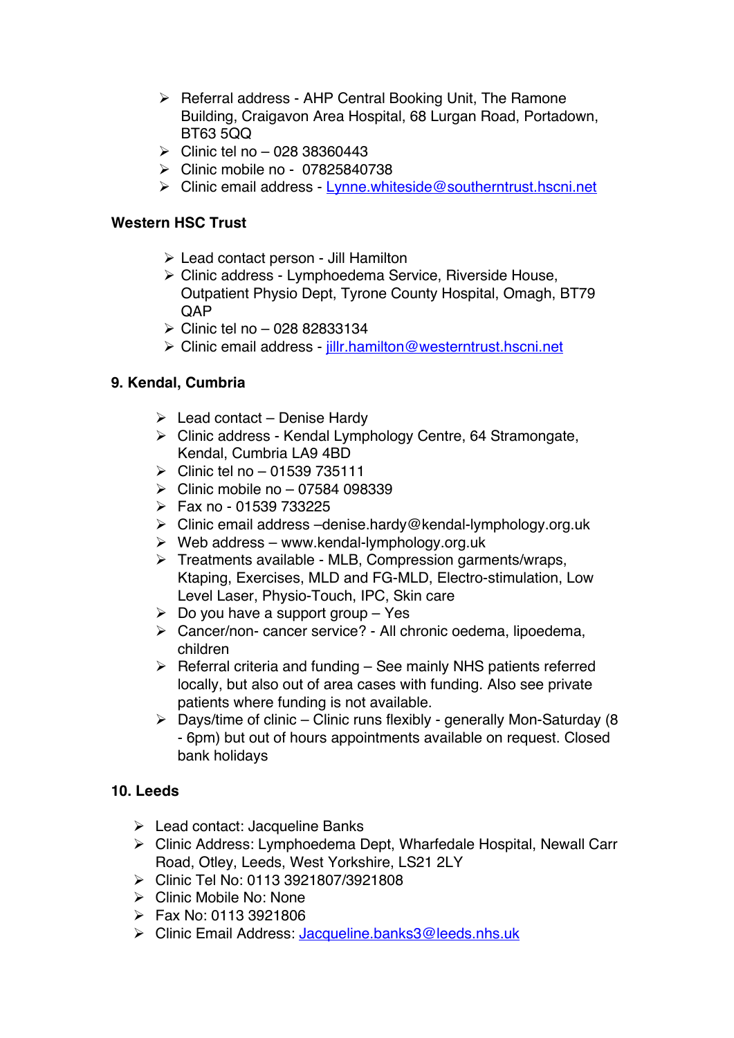- Referral address - AHP Central Booking Unit, The Ramone Building, Craigavon Area Hospital, 68 Lurgan Road, Portadown, BT63 5QQ
- Clinic tel no – 028 38360443
- Clinic mobile no - 07825840738
- Clinic email address - Lynne.whiteside@southerntrust.hscni.net

**Western HSC Trust**

- Lead contact person - Jill Hamilton
- Clinic address - Lymphoedema Service, Riverside House, Outpatient Physio Dept, Tyrone County Hospital, Omagh, BT79 QAP
- Clinic tel no – 028 82833134
- Clinic email address - jillr.hamilton@westerntrust.hscni.net

**9. Kendal, Cumbria**

- Lead contact – Denise Hardy
- Clinic address - Kendal Lymphology Centre, 64 Stramongate, Kendal, Cumbria LA9 4BD
- Clinic tel no – 01539 735111
- Clinic mobile no – 07584 098339
- Fax no - 01539 733225
- Clinic email address –denise.hardy@kendal-lymphology.org.uk
- Web address – www.kendal-lymphology.org.uk
- Treatments available - MLB, Compression garments/wraps, Ktaping, Exercises, MLD and FG-MLD, Electro-stimulation, Low Level Laser, Physio-Touch, IPC, Skin care
- Do you have a support group – Yes
- Cancer/non- cancer service? - All chronic oedema, lipoedema, children
- Referral criteria and funding – See mainly NHS patients referred locally, but also out of area cases with funding. Also see private patients where funding is not available.
- Days/time of clinic – Clinic runs flexibly - generally Mon-Saturday (8 - 6pm) but out of hours appointments available on request. Closed bank holidays

**10. Leeds**

- Lead contact: Jacqueline Banks
- Clinic Address: Lymphoedema Dept, Wharfedale Hospital, Newall Carr Road, Otley, Leeds, West Yorkshire, LS21 2LY
- Clinic Tel No: 0113 3921807/3921808
- Clinic Mobile No: None
- Fax No: 0113 3921806
- Clinic Email Address: Jacqueline.banks3@leeds.nhs.uk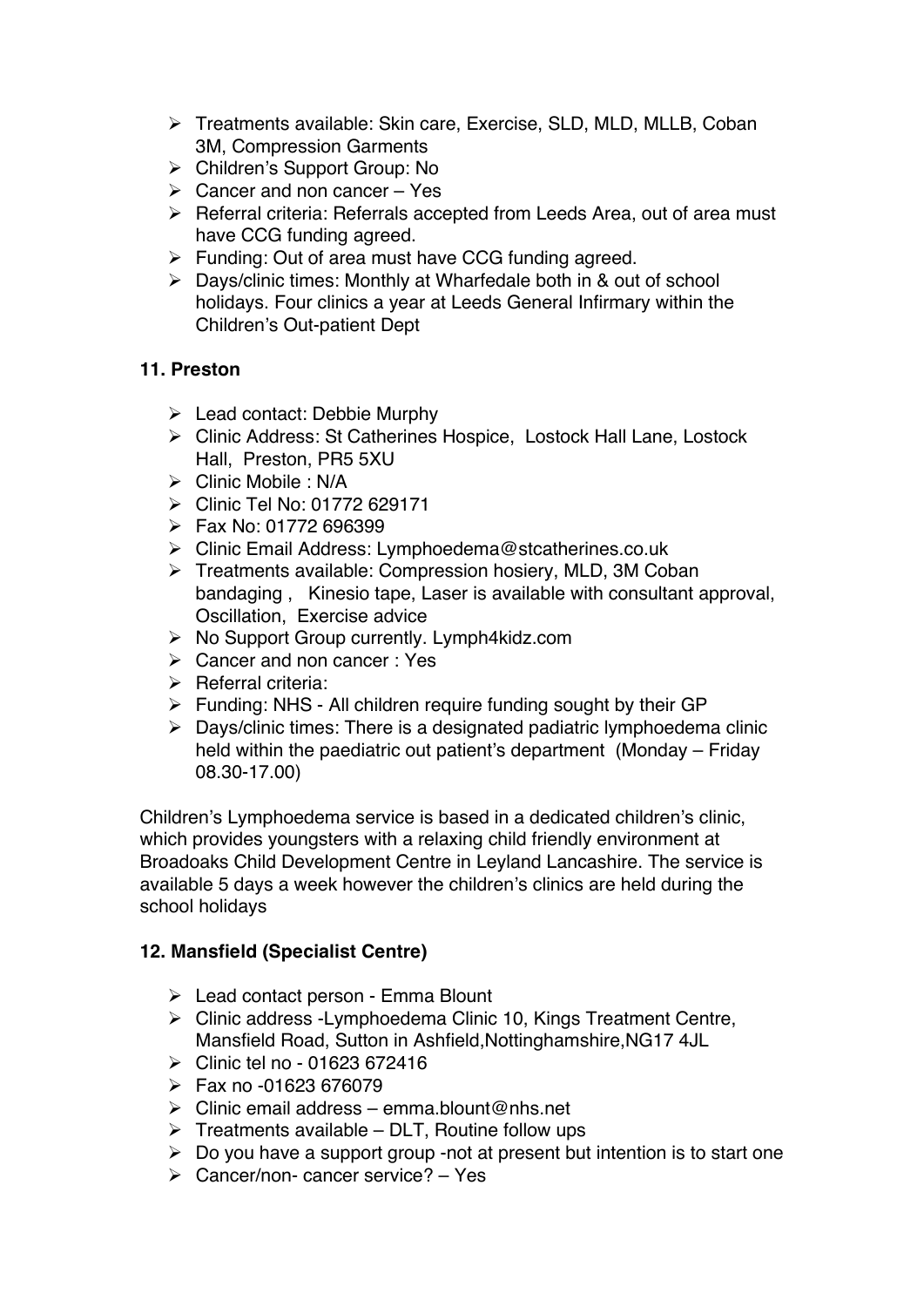- Treatments available: Skin care, Exercise, SLD, MLD, MLLB, Coban 3M, Compression Garments
- Children's Support Group: No
- Cancer and non cancer – Yes
- Referral criteria: Referrals accepted from Leeds Area, out of area must have CCG funding agreed.
- Funding: Out of area must have CCG funding agreed.
- Days/clinic times: Monthly at Wharfedale both in & out of school holidays. Four clinics a year at Leeds General Infirmary within the Children's Out-patient Dept

### 11. Preston

- Lead contact: Debbie Murphy
- Clinic Address: St Catherines Hospice, Lostock Hall Lane, Lostock Hall, Preston, PR5 5XU
- Clinic Mobile : N/A
- Clinic Tel No: 01772 629171
- Fax No: 01772 696399
- Clinic Email Address: Lymphoedema@stcatherines.co.uk
- Treatments available: Compression hosiery, MLD, 3M Coban bandaging , Kinesio tape, Laser is available with consultant approval, Oscillation, Exercise advice
- No Support Group currently. Lymph4kidz.com
- Cancer and non cancer : Yes
- Referral criteria:
- Funding: NHS - All children require funding sought by their GP
- Days/clinic times: There is a designated padiatric lymphoedema clinic held within the paediatric out patient's department (Monday – Friday 08.30-17.00)

Children's Lymphoedema service is based in a dedicated children's clinic, which provides youngsters with a relaxing child friendly environment at Broadoaks Child Development Centre in Leyland Lancashire. The service is available 5 days a week however the children's clinics are held during the school holidays

### 12. Mansfield (Specialist Centre)

- Lead contact person - Emma Blount
- Clinic address -Lymphoedema Clinic 10, Kings Treatment Centre, Mansfield Road, Sutton in Ashfield,Nottinghamshire,NG17 4JL
- Clinic tel no - 01623 672416
- Fax no -01623 676079
- Clinic email address – emma.blount@nhs.net
- Treatments available – DLT, Routine follow ups
- Do you have a support group -not at present but intention is to start one
- Cancer/non- cancer service? – Yes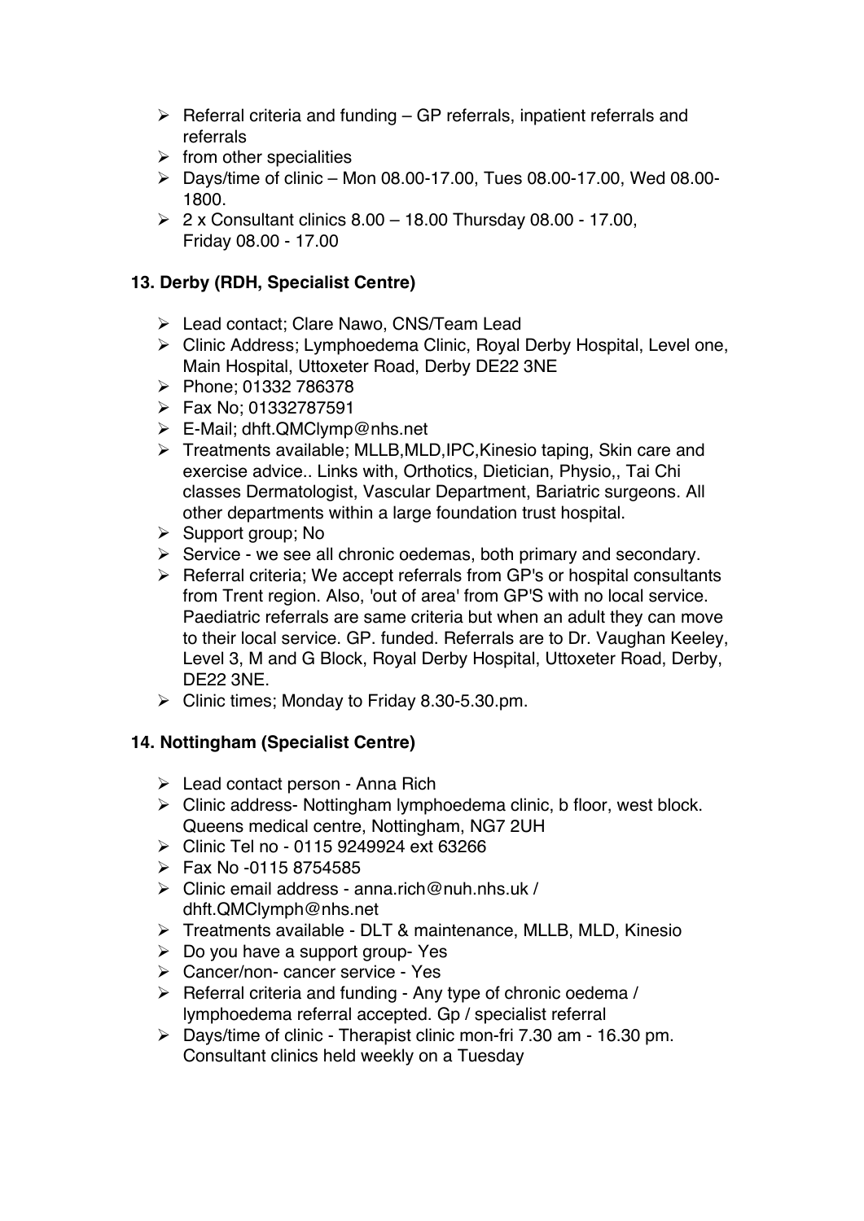- Referral criteria and funding – GP referrals, inpatient referrals and referrals
- from other specialities
- Days/time of clinic – Mon 08.00-17.00, Tues 08.00-17.00, Wed 08.00-1800.
- 2 x Consultant clinics 8.00 – 18.00 Thursday 08.00 - 17.00, Friday 08.00 - 17.00

### 13. Derby (RDH, Specialist Centre)

- Lead contact; Clare Nawo, CNS/Team Lead
- Clinic Address; Lymphoedema Clinic, Royal Derby Hospital, Level one, Main Hospital, Uttoxeter Road, Derby DE22 3NE
- Phone; 01332 786378
- Fax No; 01332787591
- E-Mail; dhft.QMClymp@nhs.net
- Treatments available; MLLB,MLD,IPC,Kinesio taping, Skin care and exercise advice.. Links with, Orthotics, Dietician, Physio,, Tai Chi classes Dermatologist, Vascular Department, Bariatric surgeons. All other departments within a large foundation trust hospital.
- Support group; No
- Service - we see all chronic oedemas, both primary and secondary.
- Referral criteria; We accept referrals from GP's or hospital consultants from Trent region. Also, 'out of area' from GP'S with no local service. Paediatric referrals are same criteria but when an adult they can move to their local service. GP. funded. Referrals are to Dr. Vaughan Keeley, Level 3, M and G Block, Royal Derby Hospital, Uttoxeter Road, Derby, DE22 3NE.
- Clinic times; Monday to Friday 8.30-5.30.pm.

### 14. Nottingham (Specialist Centre)

- Lead contact person - Anna Rich
- Clinic address- Nottingham lymphoedema clinic, b floor, west block. Queens medical centre, Nottingham, NG7 2UH
- Clinic Tel no - 0115 9249924 ext 63266
- Fax No -0115 8754585
- Clinic email address - anna.rich@nuh.nhs.uk / dhft.QMClymph@nhs.net
- Treatments available - DLT & maintenance, MLLB, MLD, Kinesio
- Do you have a support group- Yes
- Cancer/non- cancer service - Yes
- Referral criteria and funding - Any type of chronic oedema / lymphoedema referral accepted. Gp / specialist referral
- Days/time of clinic - Therapist clinic mon-fri 7.30 am - 16.30 pm. Consultant clinics held weekly on a Tuesday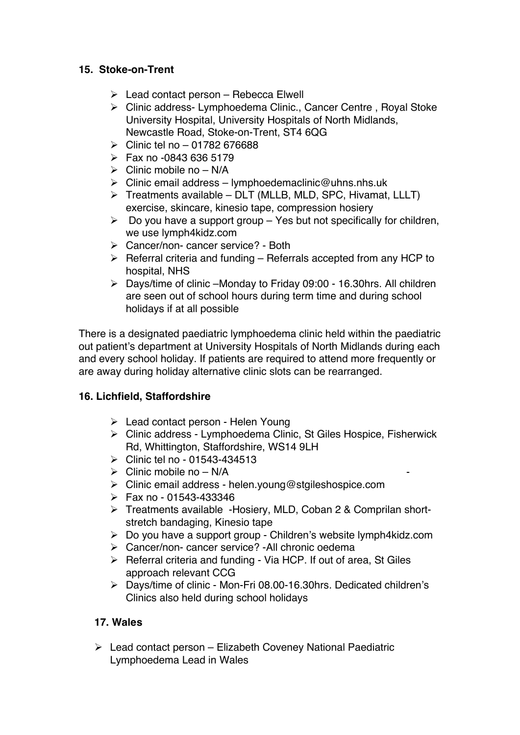### 15. Stoke-on-Trent

- Lead contact person – Rebecca Elwell
- Clinic address- Lymphoedema Clinic., Cancer Centre , Royal Stoke University Hospital, University Hospitals of North Midlands, Newcastle Road, Stoke-on-Trent, ST4 6QG
- Clinic tel no – 01782 676688
- Fax no -0843 636 5179
- Clinic mobile no – N/A
- Clinic email address – lymphoedemaclinic@uhns.nhs.uk
- Treatments available – DLT (MLLB, MLD, SPC, Hivamat, LLLT) exercise, skincare, kinesio tape, compression hosiery
- Do you have a support group – Yes but not specifically for children, we use lymph4kidz.com
- Cancer/non- cancer service? - Both
- Referral criteria and funding – Referrals accepted from any HCP to hospital, NHS
- Days/time of clinic –Monday to Friday 09:00 - 16.30hrs. All children are seen out of school hours during term time and during school holidays if at all possible

There is a designated paediatric lymphoedema clinic held within the paediatric out patient's department at University Hospitals of North Midlands during each and every school holiday. If patients are required to attend more frequently or are away during holiday alternative clinic slots can be rearranged.

### 16. Lichfield, Staffordshire

- Lead contact person - Helen Young
- Clinic address - Lymphoedema Clinic, St Giles Hospice, Fisherwick Rd, Whittington, Staffordshire, WS14 9LH
- Clinic tel no - 01543-434513
- Clinic mobile no – N/A
- Clinic email address - helen.young@stgileshospice.com
- Fax no - 01543-433346
- Treatments available -Hosiery, MLD, Coban 2 & Comprilan short-stretch bandaging, Kinesio tape
- Do you have a support group - Children's website lymph4kidz.com
- Cancer/non- cancer service? -All chronic oedema
- Referral criteria and funding - Via HCP. If out of area, St Giles approach relevant CCG
- Days/time of clinic - Mon-Fri 08.00-16.30hrs. Dedicated children's Clinics also held during school holidays

### 17. Wales

- Lead contact person – Elizabeth Coveney National Paediatric Lymphoedema Lead in Wales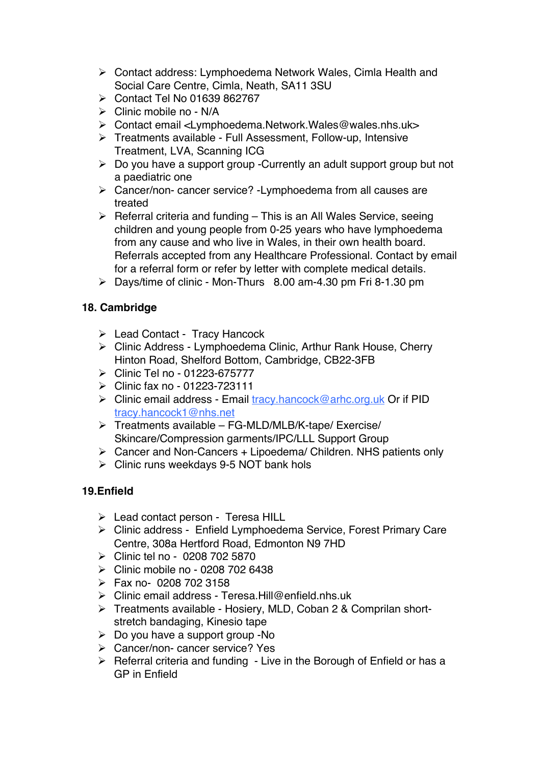- Contact address: Lymphoedema Network Wales, Cimla Health and Social Care Centre, Cimla, Neath, SA11 3SU
- Contact Tel No 01639 862767
- Clinic mobile no - N/A
- Contact email <Lymphoedema.Network.Wales@wales.nhs.uk>
- Treatments available - Full Assessment, Follow-up, Intensive Treatment, LVA, Scanning ICG
- Do you have a support group -Currently an adult support group but not a paediatric one
- Cancer/non- cancer service? -Lymphoedema from all causes are treated
- Referral criteria and funding – This is an All Wales Service, seeing children and young people from 0-25 years who have lymphoedema from any cause and who live in Wales, in their own health board. Referrals accepted from any Healthcare Professional. Contact by email for a referral form or refer by letter with complete medical details.
- Days/time of clinic - Mon-Thurs 8.00 am-4.30 pm Fri 8-1.30 pm

## 18. Cambridge

- Lead Contact - Tracy Hancock
- Clinic Address - Lymphoedema Clinic, Arthur Rank House, Cherry Hinton Road, Shelford Bottom, Cambridge, CB22-3FB
- Clinic Tel no - 01223-675777
- Clinic fax no - 01223-723111
- Clinic email address - Email tracy.hancock@arhc.org.uk Or if PID tracy.hancock1@nhs.net
- Treatments available – FG-MLD/MLB/K-tape/ Exercise/ Skincare/Compression garments/IPC/LLL Support Group
- Cancer and Non-Cancers + Lipoedema/ Children. NHS patients only
- Clinic runs weekdays 9-5 NOT bank hols

## 19.Enfield

- Lead contact person - Teresa HILL
- Clinic address - Enfield Lymphoedema Service, Forest Primary Care Centre, 308a Hertford Road, Edmonton N9 7HD
- Clinic tel no - 0208 702 5870
- Clinic mobile no - 0208 702 6438
- Fax no- 0208 702 3158
- Clinic email address - Teresa.Hill@enfield.nhs.uk
- Treatments available - Hosiery, MLD, Coban 2 & Comprilan short-stretch bandaging, Kinesio tape
- Do you have a support group -No
- Cancer/non- cancer service? Yes
- Referral criteria and funding - Live in the Borough of Enfield or has a GP in Enfield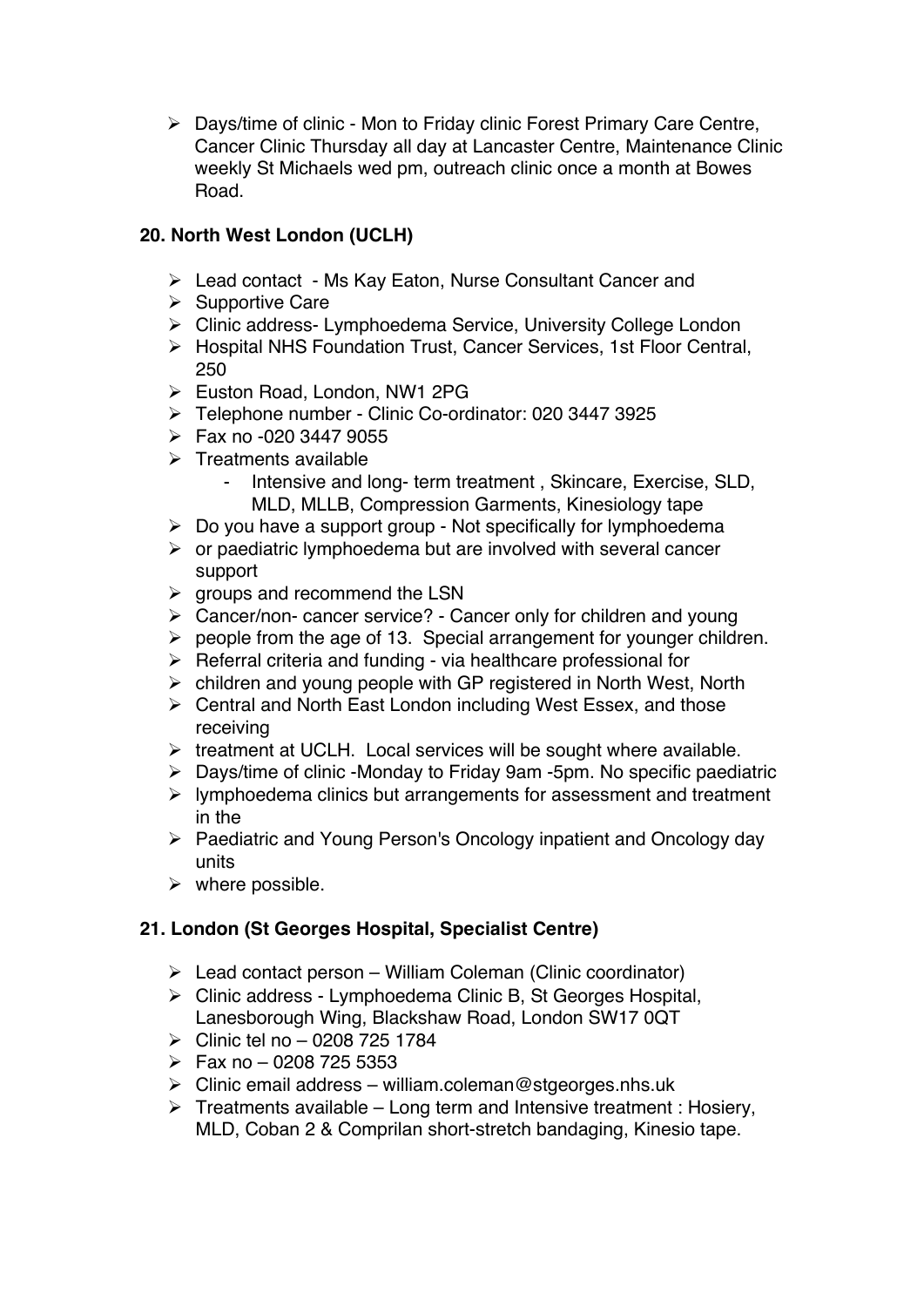- Days/time of clinic - Mon to Friday clinic Forest Primary Care Centre, Cancer Clinic Thursday all day at Lancaster Centre, Maintenance Clinic weekly St Michaels wed pm, outreach clinic once a month at Bowes Road.

## 20. North West London (UCLH)

- Lead contact - Ms Kay Eaton, Nurse Consultant Cancer and
- Supportive Care
- Clinic address- Lymphoedema Service, University College London
- Hospital NHS Foundation Trust, Cancer Services, 1st Floor Central, 250
- Euston Road, London, NW1 2PG
- Telephone number - Clinic Co-ordinator: 020 3447 3925
- Fax no -020 3447 9055
- Treatments available
  - Intensive and long- term treatment , Skincare, Exercise, SLD, MLD, MLLB, Compression Garments, Kinesiology tape
- Do you have a support group - Not specifically for lymphoedema
- or paediatric lymphoedema but are involved with several cancer support
- groups and recommend the LSN
- Cancer/non- cancer service? - Cancer only for children and young
- people from the age of 13. Special arrangement for younger children.
- Referral criteria and funding - via healthcare professional for
- children and young people with GP registered in North West, North
- Central and North East London including West Essex, and those receiving
- treatment at UCLH. Local services will be sought where available.
- Days/time of clinic -Monday to Friday 9am -5pm. No specific paediatric
- lymphoedema clinics but arrangements for assessment and treatment in the
- Paediatric and Young Person's Oncology inpatient and Oncology day units
- where possible.

## 21. London (St Georges Hospital, Specialist Centre)

- Lead contact person – William Coleman (Clinic coordinator)
- Clinic address - Lymphoedema Clinic B, St Georges Hospital, Lanesborough Wing, Blackshaw Road, London SW17 0QT
- Clinic tel no – 0208 725 1784
- Fax no – 0208 725 5353
- Clinic email address – william.coleman@stgeorges.nhs.uk
- Treatments available – Long term and Intensive treatment : Hosiery, MLD, Coban 2 & Comprilan short-stretch bandaging, Kinesio tape.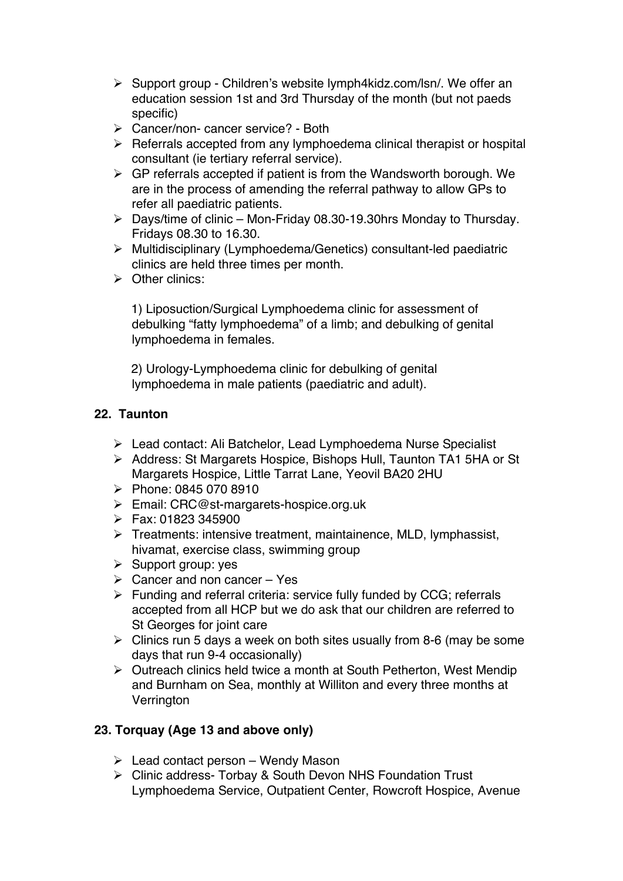- Support group - Children's website lymph4kidz.com/lsn/. We offer an education session 1st and 3rd Thursday of the month (but not paeds specific)
- Cancer/non- cancer service? - Both
- Referrals accepted from any lymphoedema clinical therapist or hospital consultant (ie tertiary referral service).
- GP referrals accepted if patient is from the Wandsworth borough. We are in the process of amending the referral pathway to allow GPs to refer all paediatric patients.
- Days/time of clinic – Mon-Friday 08.30-19.30hrs Monday to Thursday. Fridays 08.30 to 16.30.
- Multidisciplinary (Lymphoedema/Genetics) consultant-led paediatric clinics are held three times per month.
- Other clinics:

  1) Liposuction/Surgical Lymphoedema clinic for assessment of debulking "fatty lymphoedema" of a limb; and debulking of genital lymphoedema in females.

  2) Urology-Lymphoedema clinic for debulking of genital lymphoedema in male patients (paediatric and adult).

### 22. Taunton

- Lead contact: Ali Batchelor, Lead Lymphoedema Nurse Specialist
- Address: St Margarets Hospice, Bishops Hull, Taunton TA1 5HA or St Margarets Hospice, Little Tarrat Lane, Yeovil BA20 2HU
- Phone: 0845 070 8910
- Email: CRC@st-margarets-hospice.org.uk
- Fax: 01823 345900
- Treatments: intensive treatment, maintainence, MLD, lymphassist, hivamat, exercise class, swimming group
- Support group: yes
- Cancer and non cancer – Yes
- Funding and referral criteria: service fully funded by CCG; referrals accepted from all HCP but we do ask that our children are referred to St Georges for joint care
- Clinics run 5 days a week on both sites usually from 8-6 (may be some days that run 9-4 occasionally)
- Outreach clinics held twice a month at South Petherton, West Mendip and Burnham on Sea, monthly at Williton and every three months at Verrington

### 23. Torquay (Age 13 and above only)

- Lead contact person – Wendy Mason
- Clinic address- Torbay & South Devon NHS Foundation Trust Lymphoedema Service, Outpatient Center, Rowcroft Hospice, Avenue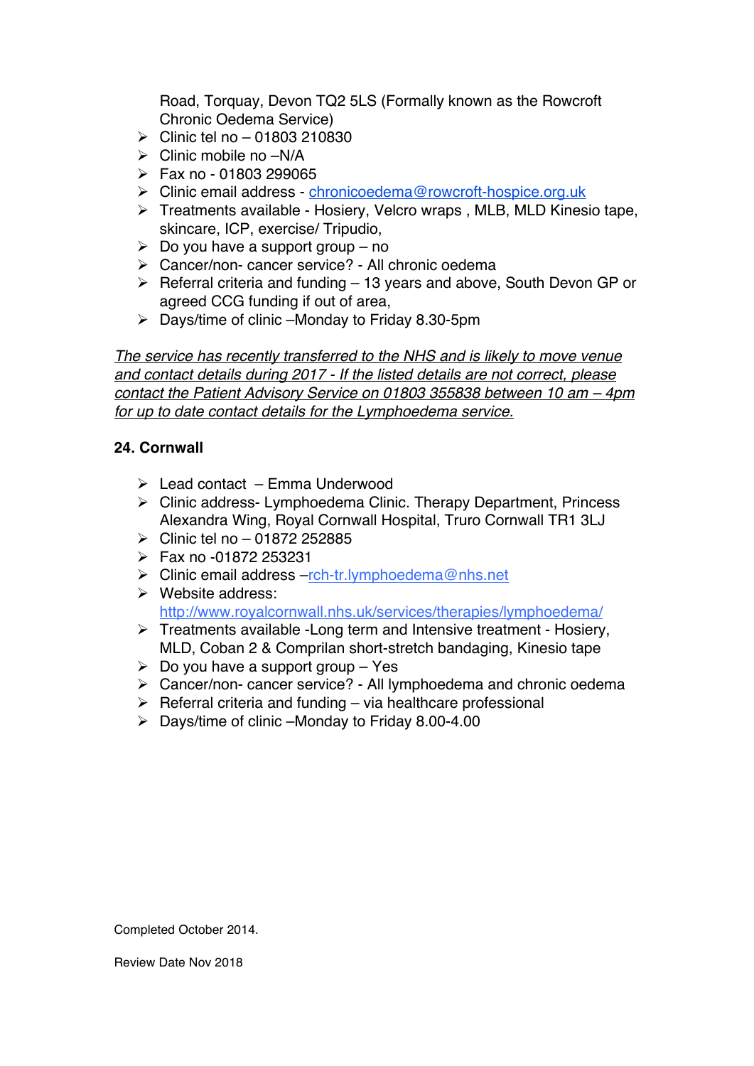Road, Torquay, Devon TQ2 5LS (Formally known as the Rowcroft Chronic Oedema Service)

- Clinic tel no – 01803 210830
- Clinic mobile no –N/A
- Fax no - 01803 299065
- Clinic email address - chronicoedema@rowcroft-hospice.org.uk
- Treatments available - Hosiery, Velcro wraps , MLB, MLD Kinesio tape, skincare, ICP, exercise/ Tripudio,
- Do you have a support group – no
- Cancer/non- cancer service? - All chronic oedema
- Referral criteria and funding – 13 years and above, South Devon GP or agreed CCG funding if out of area,
- Days/time of clinic –Monday to Friday 8.30-5pm

*The service has recently transferred to the NHS and is likely to move venue and contact details during 2017 - If the listed details are not correct, please contact the Patient Advisory Service on 01803 355838 between 10 am – 4pm for up to date contact details for the Lymphoedema service.*

**24. Cornwall**

- Lead contact – Emma Underwood
- Clinic address- Lymphoedema Clinic. Therapy Department, Princess Alexandra Wing, Royal Cornwall Hospital, Truro Cornwall TR1 3LJ
- Clinic tel no – 01872 252885
- Fax no -01872 253231
- Clinic email address –rch-tr.lymphoedema@nhs.net
- Website address: http://www.royalcornwall.nhs.uk/services/therapies/lymphoedema/
- Treatments available -Long term and Intensive treatment - Hosiery, MLD, Coban 2 & Comprilan short-stretch bandaging, Kinesio tape
- Do you have a support group – Yes
- Cancer/non- cancer service? - All lymphoedema and chronic oedema
- Referral criteria and funding – via healthcare professional
- Days/time of clinic –Monday to Friday 8.00-4.00

Completed October 2014.

Review Date Nov 2018